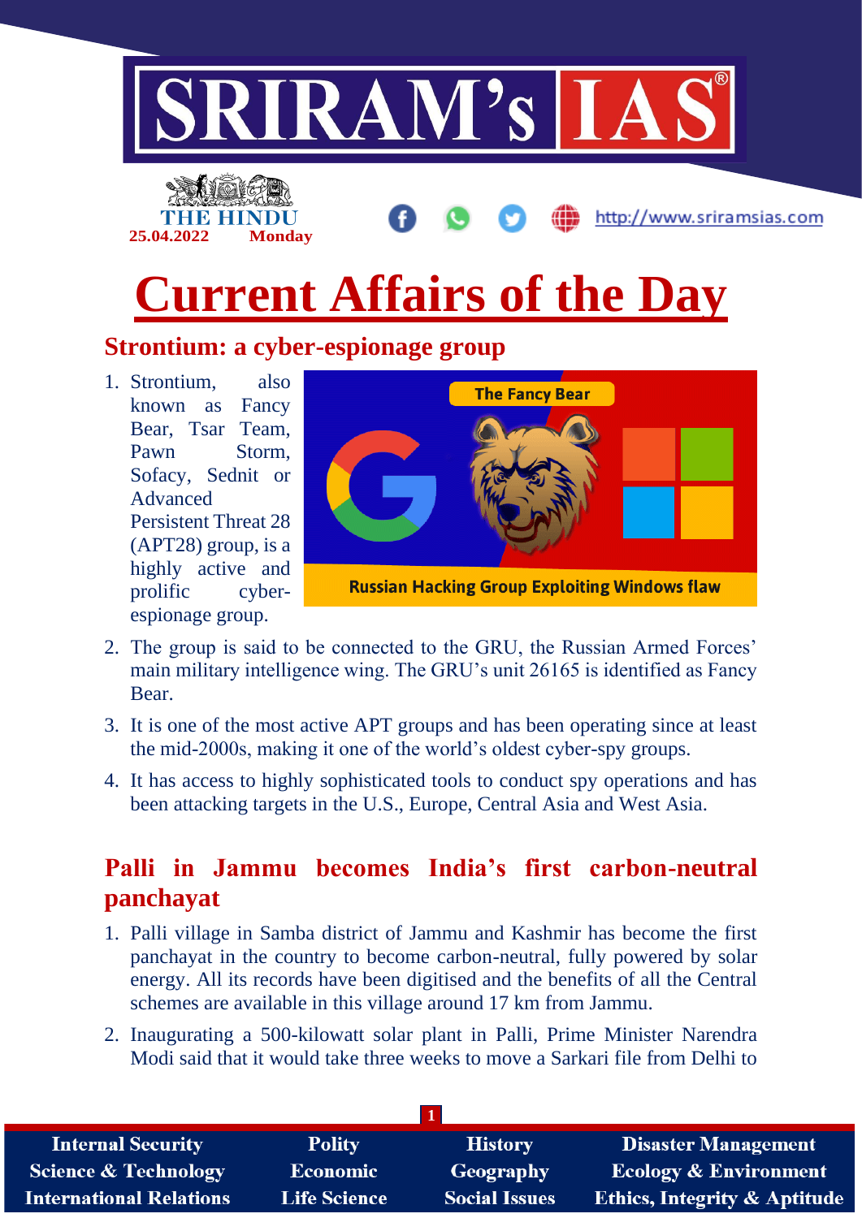THE HINDU
25.04.2022 Monday

# Current Affairs of the Day

## Strontium: a cyber-espionage group

1. Strontium, also known as Fancy Bear, Tsar Team, Pawn Storm, Sofacy, Sednit or Advanced Persistent Threat 28 (APT28) group, is a highly active and prolific cyber-espionage group.
2. The group is said to be connected to the GRU, the Russian Armed Forces' main military intelligence wing. The GRU's unit 26165 is identified as Fancy Bear.
3. It is one of the most active APT groups and has been operating since at least the mid-2000s, making it one of the world's oldest cyber-spy groups.
4. It has access to highly sophisticated tools to conduct spy operations and has been attacking targets in the U.S., Europe, Central Asia and West Asia.

## Palli in Jammu becomes India's first carbon-neutral panchayat

1. Palli village in Samba district of Jammu and Kashmir has become the first panchayat in the country to become carbon-neutral, fully powered by solar energy. All its records have been digitised and the benefits of all the Central schemes are available in this village around 17 km from Jammu.
2. Inaugurating a 500-kilowatt solar plant in Palli, Prime Minister Narendra Modi said that it would take three weeks to move a Sarkari file from Delhi to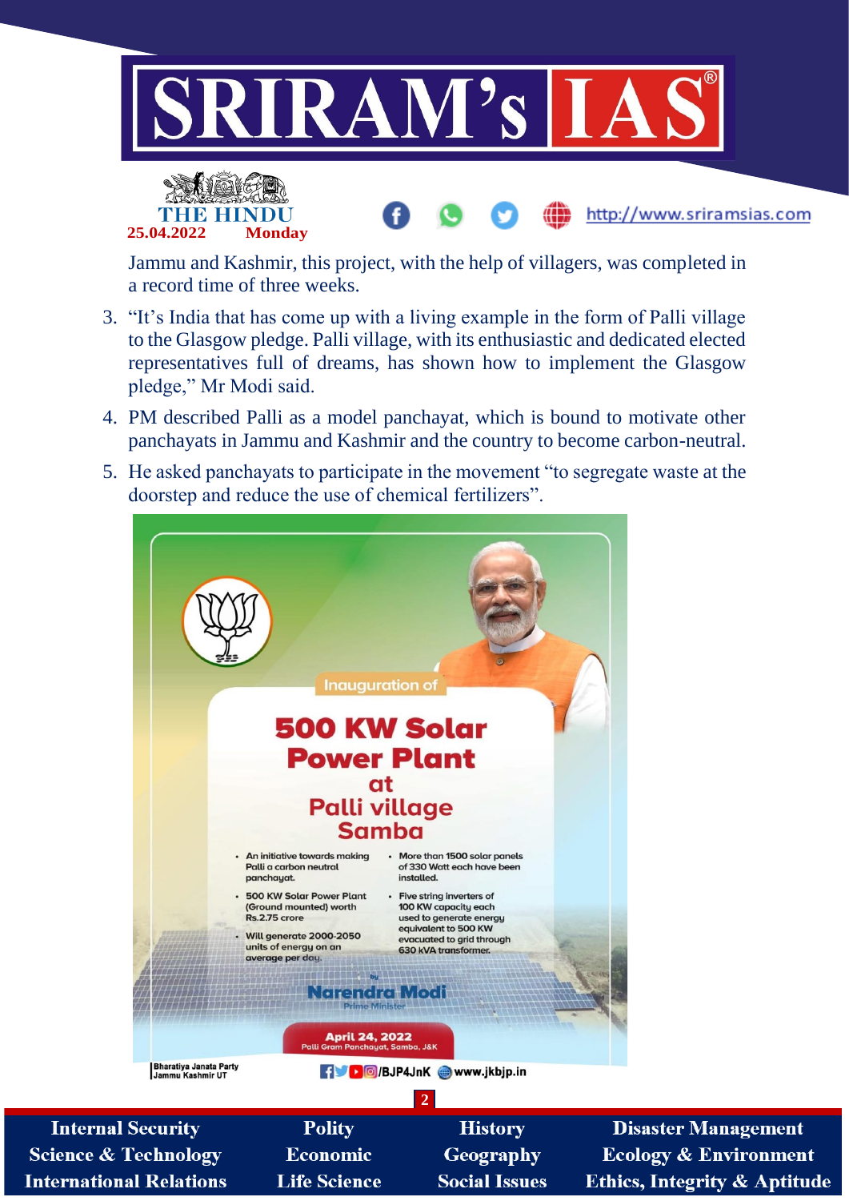Jammu and Kashmir, this project, with the help of villagers, was completed in a record time of three weeks.

3. "It's India that has come up with a living example in the form of Palli village to the Glasgow pledge. Palli village, with its enthusiastic and dedicated elected representatives full of dreams, has shown how to implement the Glasgow pledge," Mr Modi said.
4. PM described Palli as a model panchayat, which is bound to motivate other panchayats in Jammu and Kashmir and the country to become carbon-neutral.
5. He asked panchayats to participate in the movement "to segregate waste at the doorstep and reduce the use of chemical fertilizers".

Inauguration of

**500 KW Solar Power Plant at Palli village Samba**

- An initiative towards making Palli a carbon neutral panchayat.
- 500 KW Solar Power Plant (Ground mounted) worth Rs.2.75 crore
- Will generate 2000-2050 units of energy on an average per day.
- More than 1500 solar panels of 330 Watt each have been installed.
- Five string inverters of 100 KW capacity each used to generate energy equivalent to 500 KW evacuated to grid through 630 kVA transformer.

By **Narendra Modi**, Prime Minister

April 24, 2022
Palli Gram Panchayat, Samba, J&K

Bharatiya Janata Party Jammu Kashmir UT

/BJP4JnK www.jkbjp.in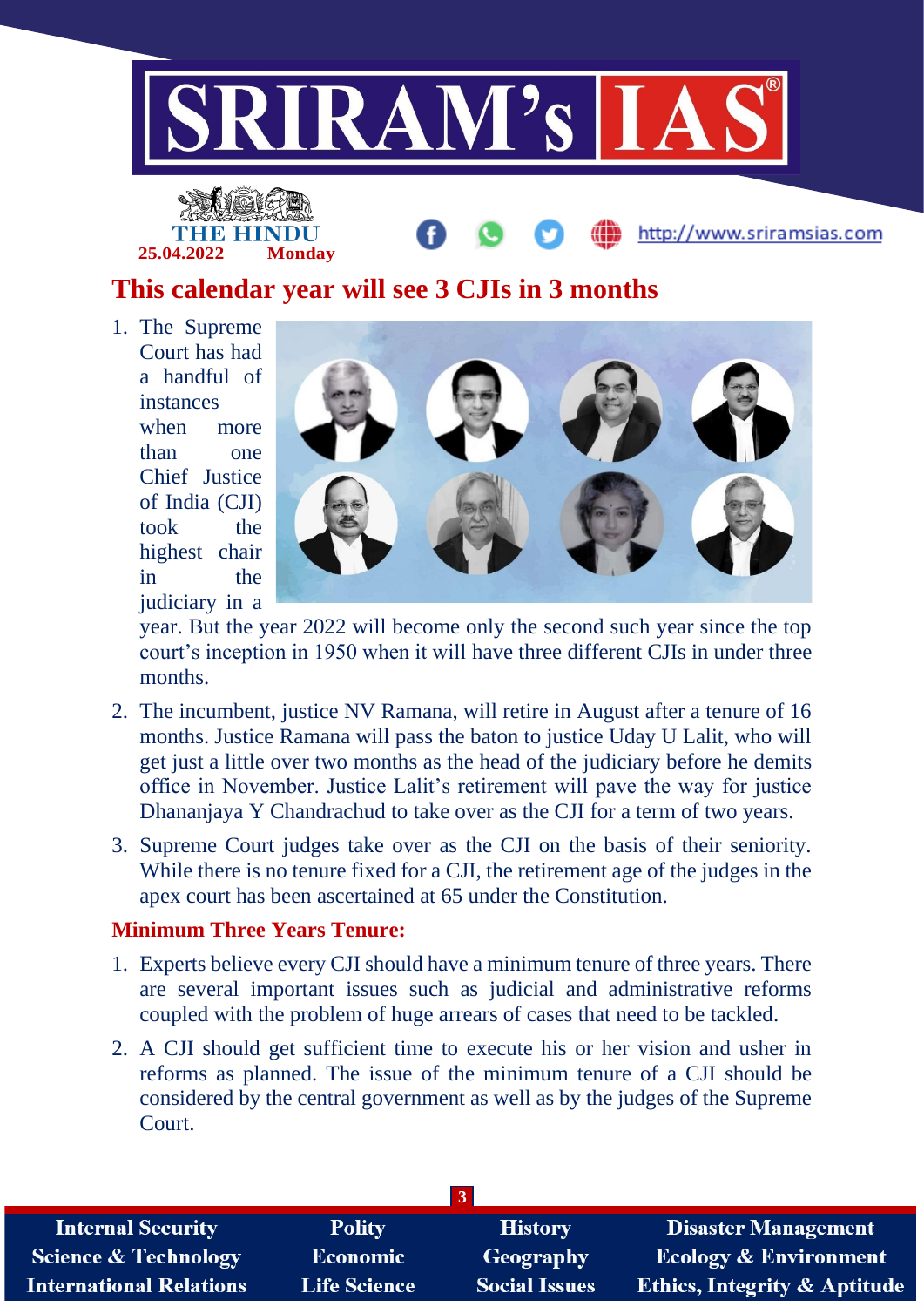## This calendar year will see 3 CJIs in 3 months

1. The Supreme Court has had a handful of instances when more than one Chief Justice of India (CJI) took the highest chair in the judiciary in a year. But the year 2022 will become only the second such year since the top court's inception in 1950 when it will have three different CJIs in under three months.
2. The incumbent, justice NV Ramana, will retire in August after a tenure of 16 months. Justice Ramana will pass the baton to justice Uday U Lalit, who will get just a little over two months as the head of the judiciary before he demits office in November. Justice Lalit's retirement will pave the way for justice Dhananjaya Y Chandrachud to take over as the CJI for a term of two years.
3. Supreme Court judges take over as the CJI on the basis of their seniority. While there is no tenure fixed for a CJI, the retirement age of the judges in the apex court has been ascertained at 65 under the Constitution.

### Minimum Three Years Tenure:

1. Experts believe every CJI should have a minimum tenure of three years. There are several important issues such as judicial and administrative reforms coupled with the problem of huge arrears of cases that need to be tackled.
2. A CJI should get sufficient time to execute his or her vision and usher in reforms as planned. The issue of the minimum tenure of a CJI should be considered by the central government as well as by the judges of the Supreme Court.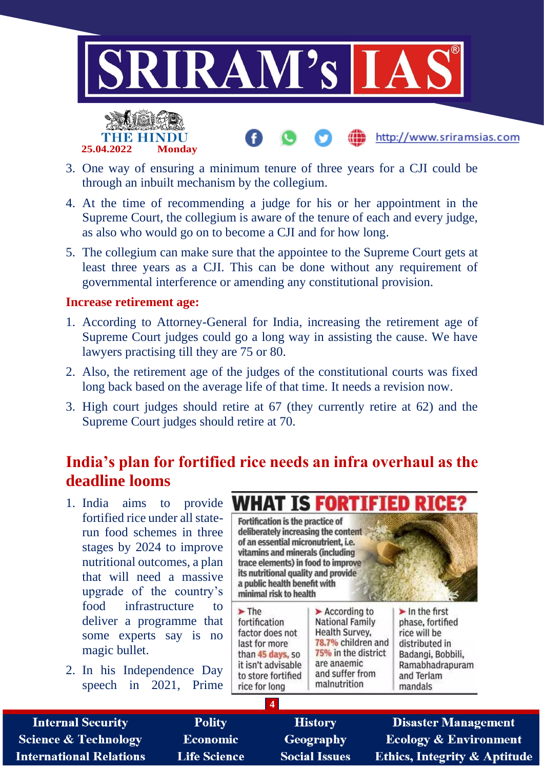3. One way of ensuring a minimum tenure of three years for a CJI could be through an inbuilt mechanism by the collegium.
4. At the time of recommending a judge for his or her appointment in the Supreme Court, the collegium is aware of the tenure of each and every judge, as also who would go on to become a CJI and for how long.
5. The collegium can make sure that the appointee to the Supreme Court gets at least three years as a CJI. This can be done without any requirement of governmental interference or amending any constitutional provision.

**Increase retirement age:**

1. According to Attorney-General for India, increasing the retirement age of Supreme Court judges could go a long way in assisting the cause. We have lawyers practising till they are 75 or 80.
2. Also, the retirement age of the judges of the constitutional courts was fixed long back based on the average life of that time. It needs a revision now.
3. High court judges should retire at 67 (they currently retire at 62) and the Supreme Court judges should retire at 70.

## India's plan for fortified rice needs an infra overhaul as the deadline looms

1. India aims to provide fortified rice under all state-run food schemes in three stages by 2024 to improve nutritional outcomes, a plan that will need a massive upgrade of the country's food infrastructure to deliver a programme that some experts say is no magic bullet.
2. In his Independence Day speech in 2021, Prime

**WHAT IS FORTIFIED RICE?**

Fortification is the practice of deliberately increasing the content of an essential micronutrient, i.e. vitamins and minerals (including trace elements) in food to improve its nutritional quality and provide a public health benefit with minimal risk to health

- The fortification factor does not last for more than 45 days, so it isn't advisable to store fortified rice for long
- According to National Family Health Survey, 78.7% children and 75% in the district are anaemic and suffer from malnutrition
- In the first phase, fortified rice will be distributed in Badangi, Bobbili, Ramabhadrapuram and Terlam mandals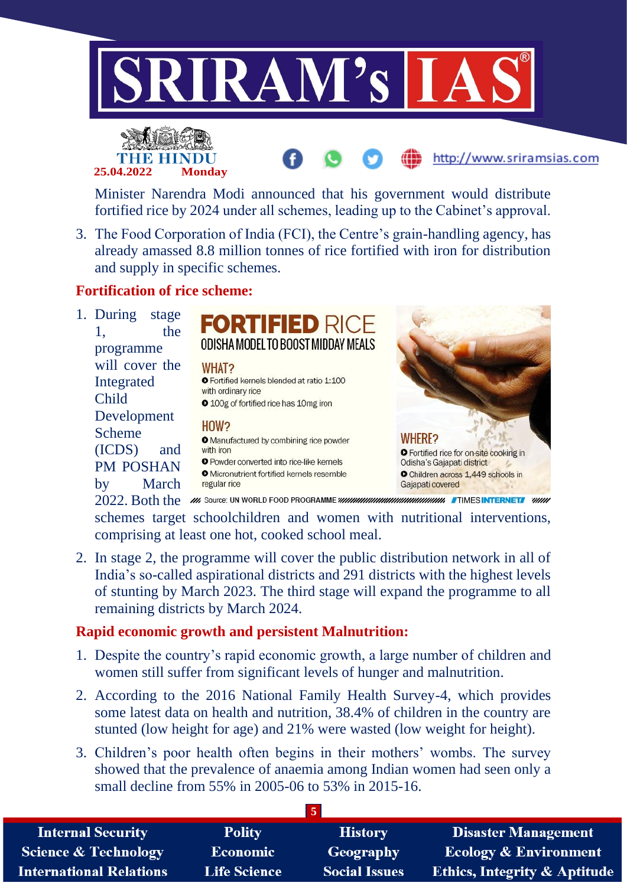Minister Narendra Modi announced that his government would distribute fortified rice by 2024 under all schemes, leading up to the Cabinet's approval.

3. The Food Corporation of India (FCI), the Centre's grain-handling agency, has already amassed 8.8 million tonnes of rice fortified with iron for distribution and supply in specific schemes.

**Fortification of rice scheme:**

**FORTIFIED RICE**
ODISHA MODEL TO BOOST MIDDAY MEALS

WHAT?
- Fortified kernels blended at ratio 1:100 with ordinary rice
- 100g of fortified rice has 10mg iron

HOW?
- Manufactured by combining rice powder with iron
- Powder converted into rice-like kernels
- Micronutrient fortified kernels resemble regular rice

WHERE?
- Fortified rice for on-site cooking in Odisha's Gajapati district
- Children across 1,449 schools in Gajapati covered

Source: UN WORLD FOOD PROGRAMME — TIMES INTERNET

1. During stage 1, the programme will cover the Integrated Child Development Scheme (ICDS) and PM POSHAN by March 2022. Both the schemes target schoolchildren and women with nutritional interventions, comprising at least one hot, cooked school meal.

2. In stage 2, the programme will cover the public distribution network in all of India's so-called aspirational districts and 291 districts with the highest levels of stunting by March 2023. The third stage will expand the programme to all remaining districts by March 2024.

**Rapid economic growth and persistent Malnutrition:**

1. Despite the country's rapid economic growth, a large number of children and women still suffer from significant levels of hunger and malnutrition.

2. According to the 2016 National Family Health Survey-4, which provides some latest data on health and nutrition, 38.4% of children in the country are stunted (low height for age) and 21% were wasted (low weight for height).

3. Children's poor health often begins in their mothers' wombs. The survey showed that the prevalence of anaemia among Indian women had seen only a small decline from 55% in 2005-06 to 53% in 2015-16.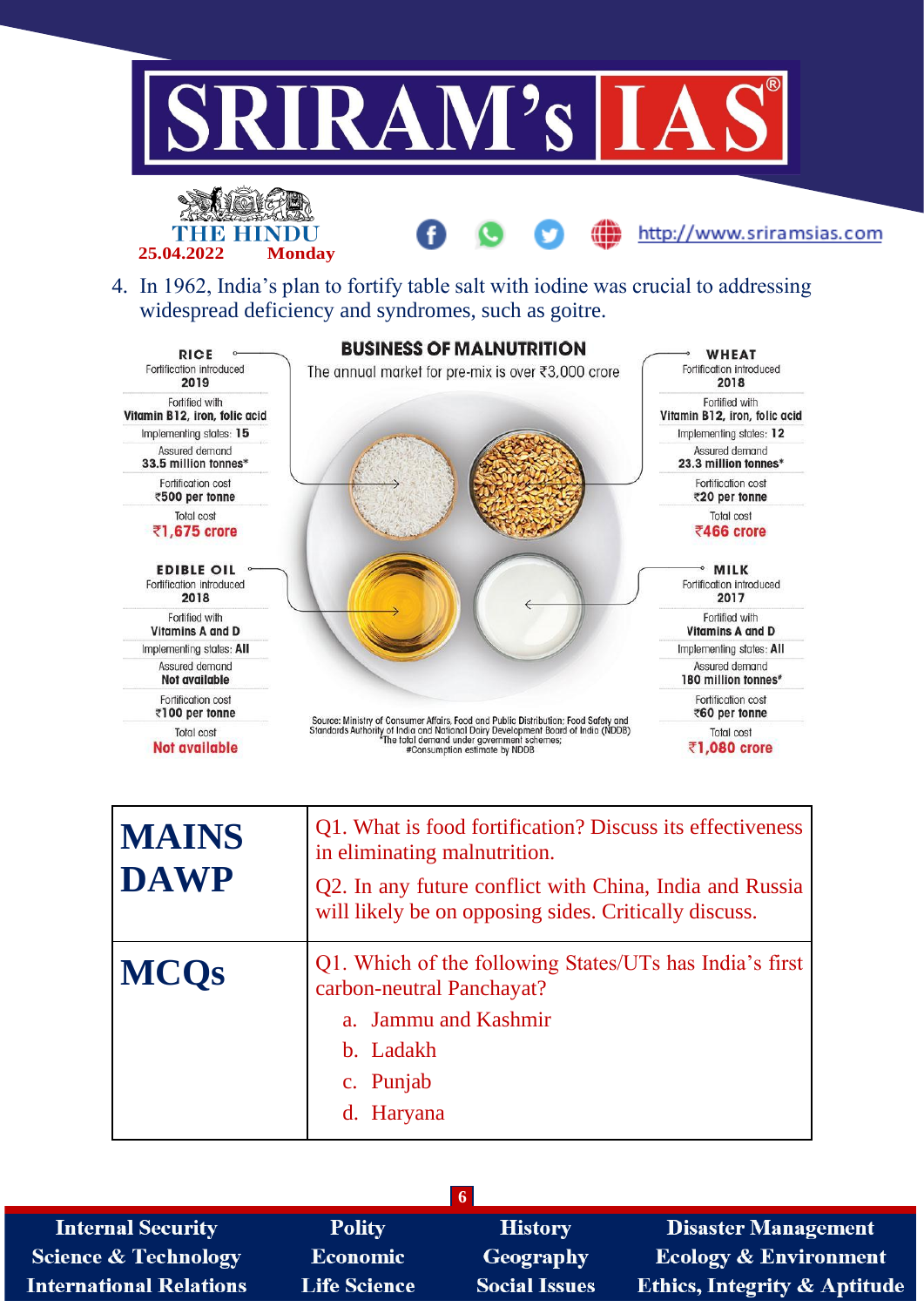4. In 1962, India's plan to fortify table salt with iodine was crucial to addressing widespread deficiency and syndromes, such as goitre.

**BUSINESS OF MALNUTRITION**

The annual market for pre-mix is over ₹3,000 crore

**RICE**
Fortification introduced **2019**
Fortified with **Vitamin B12, iron, folic acid**
Implementing states: **15**
Assured demand **33.5 million tonnes***
Fortification cost **₹500 per tonne**
Total cost **₹1,675 crore**

**WHEAT**
Fortification introduced **2018**
Fortified with **Vitamin B12, iron, folic acid**
Implementing states: **12**
Assured demand **23.3 million tonnes***
Fortification cost **₹20 per tonne**
Total cost **₹466 crore**

**EDIBLE OIL**
Fortification introduced **2018**
Fortified with **Vitamins A and D**
Implementing states: **All**
Assured demand **Not available**
Fortification cost **₹100 per tonne**
Total cost **Not available**

**MILK**
Fortification introduced **2017**
Fortified with **Vitamins A and D**
Implementing states: **All**
Assured demand **180 million tonnes#**
Fortification cost **₹60 per tonne**
Total cost **₹1,080 crore**

Source: Ministry of Consumer Affairs, Food and Public Distribution; Food Safety and Standards Authority of India and National Dairy Development Board of India (NDDB)
*The total demand under government schemes;
#Consumption estimate by NDDB

| | |
|---|---|
| **MAINS DAWP** | Q1. What is food fortification? Discuss its effectiveness in eliminating malnutrition.<br>Q2. In any future conflict with China, India and Russia will likely be on opposing sides. Critically discuss. |
| **MCQs** | Q1. Which of the following States/UTs has India's first carbon-neutral Panchayat?<br>a. Jammu and Kashmir<br>b. Ladakh<br>c. Punjab<br>d. Haryana |